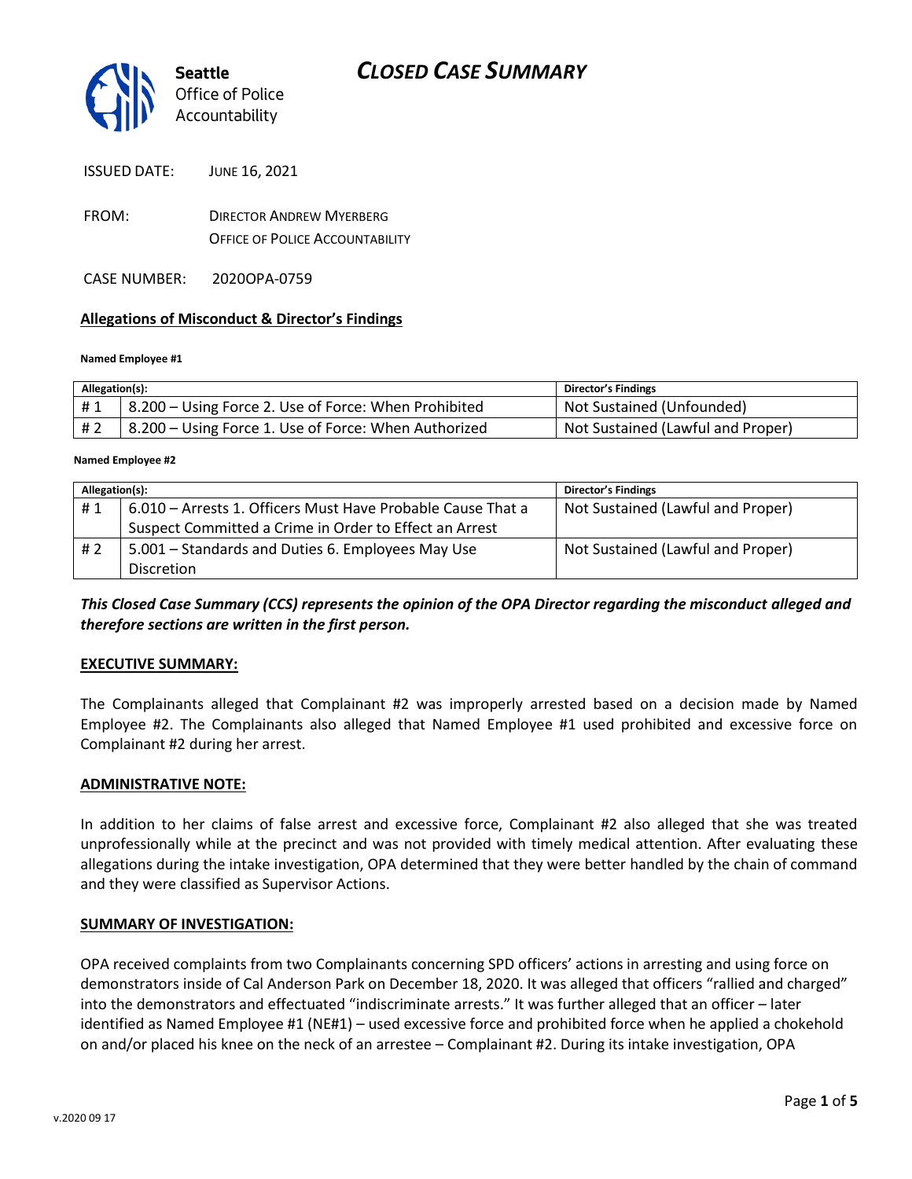# CLOSED CASE SUMMARY

Seattle Office of Police Accountability

ISSUED DATE: JUNE 16, 2021

FROM: DIRECTOR ANDREW MYERBERG
OFFICE OF POLICE ACCOUNTABILITY

CASE NUMBER: 2020OPA-0759

## Allegations of Misconduct & Director's Findings

**Named Employee #1**

| Allegation(s): | | Director's Findings |
|---|---|---|
| # 1 | 8.200 – Using Force 2. Use of Force: When Prohibited | Not Sustained (Unfounded) |
| # 2 | 8.200 – Using Force 1. Use of Force: When Authorized | Not Sustained (Lawful and Proper) |

**Named Employee #2**

| Allegation(s): | | Director's Findings |
|---|---|---|
| # 1 | 6.010 – Arrests 1. Officers Must Have Probable Cause That a Suspect Committed a Crime in Order to Effect an Arrest | Not Sustained (Lawful and Proper) |
| # 2 | 5.001 – Standards and Duties 6. Employees May Use Discretion | Not Sustained (Lawful and Proper) |

***This Closed Case Summary (CCS) represents the opinion of the OPA Director regarding the misconduct alleged and therefore sections are written in the first person.***

### EXECUTIVE SUMMARY:

The Complainants alleged that Complainant #2 was improperly arrested based on a decision made by Named Employee #2. The Complainants also alleged that Named Employee #1 used prohibited and excessive force on Complainant #2 during her arrest.

### ADMINISTRATIVE NOTE:

In addition to her claims of false arrest and excessive force, Complainant #2 also alleged that she was treated unprofessionally while at the precinct and was not provided with timely medical attention. After evaluating these allegations during the intake investigation, OPA determined that they were better handled by the chain of command and they were classified as Supervisor Actions.

### SUMMARY OF INVESTIGATION:

OPA received complaints from two Complainants concerning SPD officers' actions in arresting and using force on demonstrators inside of Cal Anderson Park on December 18, 2020. It was alleged that officers "rallied and charged" into the demonstrators and effectuated "indiscriminate arrests." It was further alleged that an officer – later identified as Named Employee #1 (NE#1) – used excessive force and prohibited force when he applied a chokehold on and/or placed his knee on the neck of an arrestee – Complainant #2. During its intake investigation, OPA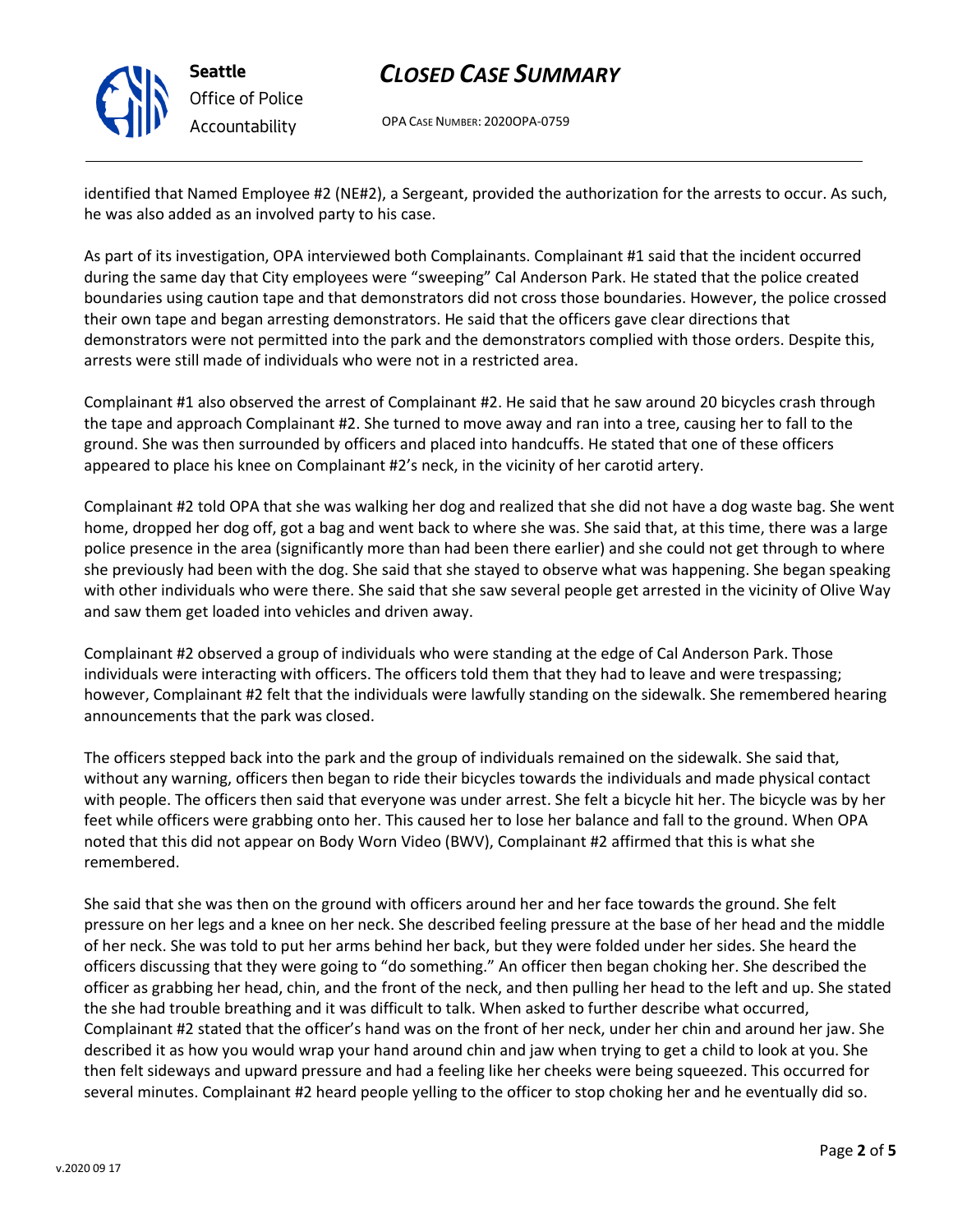identified that Named Employee #2 (NE#2), a Sergeant, provided the authorization for the arrests to occur. As such, he was also added as an involved party to his case.

As part of its investigation, OPA interviewed both Complainants. Complainant #1 said that the incident occurred during the same day that City employees were "sweeping" Cal Anderson Park. He stated that the police created boundaries using caution tape and that demonstrators did not cross those boundaries. However, the police crossed their own tape and began arresting demonstrators. He said that the officers gave clear directions that demonstrators were not permitted into the park and the demonstrators complied with those orders. Despite this, arrests were still made of individuals who were not in a restricted area.

Complainant #1 also observed the arrest of Complainant #2. He said that he saw around 20 bicycles crash through the tape and approach Complainant #2. She turned to move away and ran into a tree, causing her to fall to the ground. She was then surrounded by officers and placed into handcuffs. He stated that one of these officers appeared to place his knee on Complainant #2's neck, in the vicinity of her carotid artery.

Complainant #2 told OPA that she was walking her dog and realized that she did not have a dog waste bag. She went home, dropped her dog off, got a bag and went back to where she was. She said that, at this time, there was a large police presence in the area (significantly more than had been there earlier) and she could not get through to where she previously had been with the dog. She said that she stayed to observe what was happening. She began speaking with other individuals who were there. She said that she saw several people get arrested in the vicinity of Olive Way and saw them get loaded into vehicles and driven away.

Complainant #2 observed a group of individuals who were standing at the edge of Cal Anderson Park. Those individuals were interacting with officers. The officers told them that they had to leave and were trespassing; however, Complainant #2 felt that the individuals were lawfully standing on the sidewalk. She remembered hearing announcements that the park was closed.

The officers stepped back into the park and the group of individuals remained on the sidewalk. She said that, without any warning, officers then began to ride their bicycles towards the individuals and made physical contact with people. The officers then said that everyone was under arrest. She felt a bicycle hit her. The bicycle was by her feet while officers were grabbing onto her. This caused her to lose her balance and fall to the ground. When OPA noted that this did not appear on Body Worn Video (BWV), Complainant #2 affirmed that this is what she remembered.

She said that she was then on the ground with officers around her and her face towards the ground. She felt pressure on her legs and a knee on her neck. She described feeling pressure at the base of her head and the middle of her neck. She was told to put her arms behind her back, but they were folded under her sides. She heard the officers discussing that they were going to "do something." An officer then began choking her. She described the officer as grabbing her head, chin, and the front of the neck, and then pulling her head to the left and up. She stated the she had trouble breathing and it was difficult to talk. When asked to further describe what occurred, Complainant #2 stated that the officer's hand was on the front of her neck, under her chin and around her jaw. She described it as how you would wrap your hand around chin and jaw when trying to get a child to look at you. She then felt sideways and upward pressure and had a feeling like her cheeks were being squeezed. This occurred for several minutes. Complainant #2 heard people yelling to the officer to stop choking her and he eventually did so.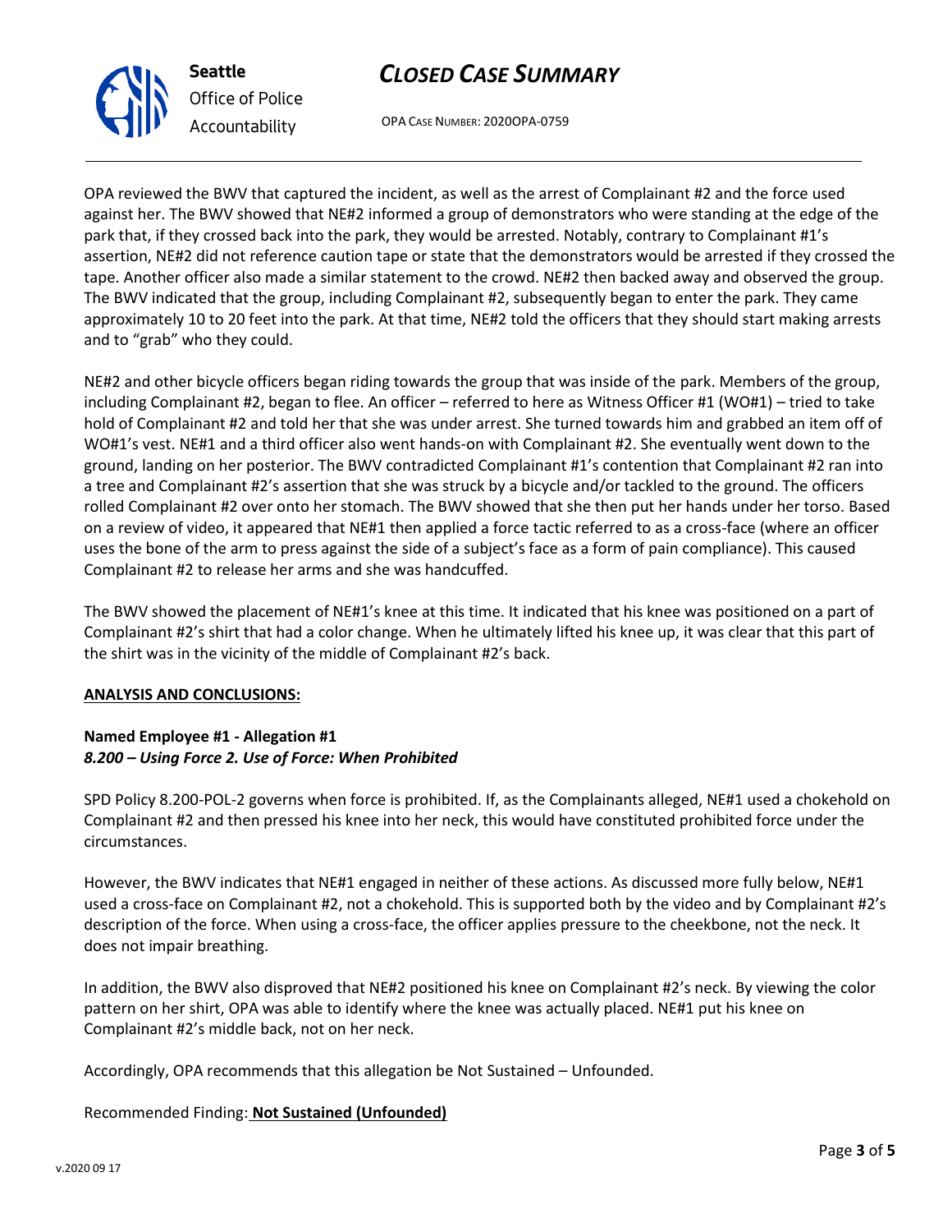OPA reviewed the BWV that captured the incident, as well as the arrest of Complainant #2 and the force used against her. The BWV showed that NE#2 informed a group of demonstrators who were standing at the edge of the park that, if they crossed back into the park, they would be arrested. Notably, contrary to Complainant #1's assertion, NE#2 did not reference caution tape or state that the demonstrators would be arrested if they crossed the tape. Another officer also made a similar statement to the crowd. NE#2 then backed away and observed the group. The BWV indicated that the group, including Complainant #2, subsequently began to enter the park. They came approximately 10 to 20 feet into the park. At that time, NE#2 told the officers that they should start making arrests and to "grab" who they could.

NE#2 and other bicycle officers began riding towards the group that was inside of the park. Members of the group, including Complainant #2, began to flee. An officer – referred to here as Witness Officer #1 (WO#1) – tried to take hold of Complainant #2 and told her that she was under arrest. She turned towards him and grabbed an item off of WO#1's vest. NE#1 and a third officer also went hands-on with Complainant #2. She eventually went down to the ground, landing on her posterior. The BWV contradicted Complainant #1's contention that Complainant #2 ran into a tree and Complainant #2's assertion that she was struck by a bicycle and/or tackled to the ground. The officers rolled Complainant #2 over onto her stomach. The BWV showed that she then put her hands under her torso. Based on a review of video, it appeared that NE#1 then applied a force tactic referred to as a cross-face (where an officer uses the bone of the arm to press against the side of a subject's face as a form of pain compliance). This caused Complainant #2 to release her arms and she was handcuffed.

The BWV showed the placement of NE#1's knee at this time. It indicated that his knee was positioned on a part of Complainant #2's shirt that had a color change. When he ultimately lifted his knee up, it was clear that this part of the shirt was in the vicinity of the middle of Complainant #2's back.

**ANALYSIS AND CONCLUSIONS:**

**Named Employee #1 - Allegation #1**
***8.200 – Using Force 2. Use of Force: When Prohibited***

SPD Policy 8.200-POL-2 governs when force is prohibited. If, as the Complainants alleged, NE#1 used a chokehold on Complainant #2 and then pressed his knee into her neck, this would have constituted prohibited force under the circumstances.

However, the BWV indicates that NE#1 engaged in neither of these actions. As discussed more fully below, NE#1 used a cross-face on Complainant #2, not a chokehold. This is supported both by the video and by Complainant #2's description of the force. When using a cross-face, the officer applies pressure to the cheekbone, not the neck. It does not impair breathing.

In addition, the BWV also disproved that NE#2 positioned his knee on Complainant #2's neck. By viewing the color pattern on her shirt, OPA was able to identify where the knee was actually placed. NE#1 put his knee on Complainant #2's middle back, not on her neck.

Accordingly, OPA recommends that this allegation be Not Sustained – Unfounded.

Recommended Finding: **Not Sustained (Unfounded)**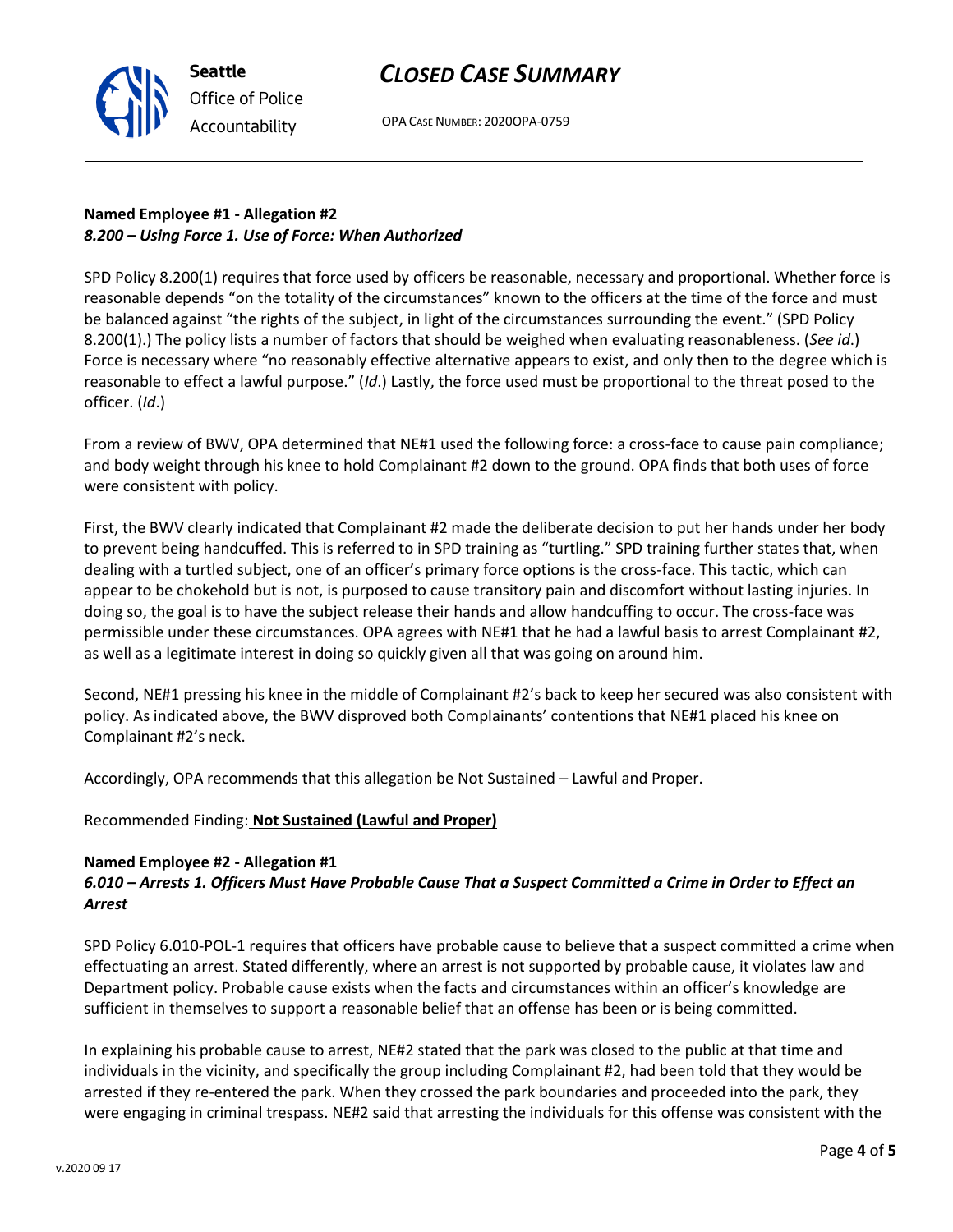**Named Employee #1 - Allegation #2**
***8.200 – Using Force 1. Use of Force: When Authorized***

SPD Policy 8.200(1) requires that force used by officers be reasonable, necessary and proportional. Whether force is reasonable depends "on the totality of the circumstances" known to the officers at the time of the force and must be balanced against "the rights of the subject, in light of the circumstances surrounding the event." (SPD Policy 8.200(1).) The policy lists a number of factors that should be weighed when evaluating reasonableness. (*See id*.) Force is necessary where "no reasonably effective alternative appears to exist, and only then to the degree which is reasonable to effect a lawful purpose." (*Id*.) Lastly, the force used must be proportional to the threat posed to the officer. (*Id*.)

From a review of BWV, OPA determined that NE#1 used the following force: a cross-face to cause pain compliance; and body weight through his knee to hold Complainant #2 down to the ground. OPA finds that both uses of force were consistent with policy.

First, the BWV clearly indicated that Complainant #2 made the deliberate decision to put her hands under her body to prevent being handcuffed. This is referred to in SPD training as "turtling." SPD training further states that, when dealing with a turtled subject, one of an officer's primary force options is the cross-face. This tactic, which can appear to be chokehold but is not, is purposed to cause transitory pain and discomfort without lasting injuries. In doing so, the goal is to have the subject release their hands and allow handcuffing to occur. The cross-face was permissible under these circumstances. OPA agrees with NE#1 that he had a lawful basis to arrest Complainant #2, as well as a legitimate interest in doing so quickly given all that was going on around him.

Second, NE#1 pressing his knee in the middle of Complainant #2's back to keep her secured was also consistent with policy. As indicated above, the BWV disproved both Complainants' contentions that NE#1 placed his knee on Complainant #2's neck.

Accordingly, OPA recommends that this allegation be Not Sustained – Lawful and Proper.

Recommended Finding: **Not Sustained (Lawful and Proper)**

**Named Employee #2 - Allegation #1**
***6.010 – Arrests 1. Officers Must Have Probable Cause That a Suspect Committed a Crime in Order to Effect an Arrest***

SPD Policy 6.010-POL-1 requires that officers have probable cause to believe that a suspect committed a crime when effectuating an arrest. Stated differently, where an arrest is not supported by probable cause, it violates law and Department policy. Probable cause exists when the facts and circumstances within an officer's knowledge are sufficient in themselves to support a reasonable belief that an offense has been or is being committed.

In explaining his probable cause to arrest, NE#2 stated that the park was closed to the public at that time and individuals in the vicinity, and specifically the group including Complainant #2, had been told that they would be arrested if they re-entered the park. When they crossed the park boundaries and proceeded into the park, they were engaging in criminal trespass. NE#2 said that arresting the individuals for this offense was consistent with the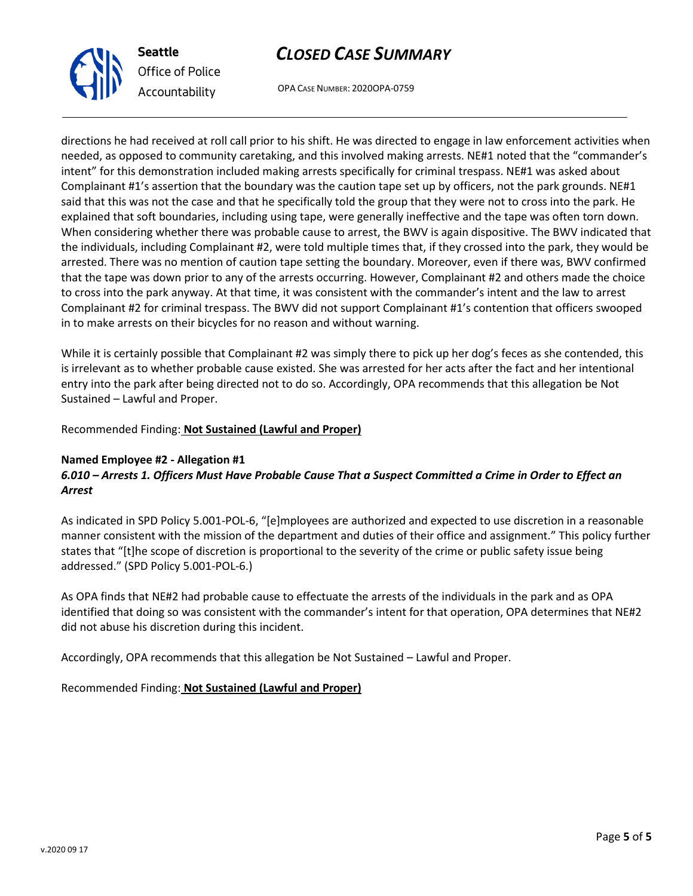directions he had received at roll call prior to his shift. He was directed to engage in law enforcement activities when needed, as opposed to community caretaking, and this involved making arrests. NE#1 noted that the "commander's intent" for this demonstration included making arrests specifically for criminal trespass. NE#1 was asked about Complainant #1's assertion that the boundary was the caution tape set up by officers, not the park grounds. NE#1 said that this was not the case and that he specifically told the group that they were not to cross into the park. He explained that soft boundaries, including using tape, were generally ineffective and the tape was often torn down. When considering whether there was probable cause to arrest, the BWV is again dispositive. The BWV indicated that the individuals, including Complainant #2, were told multiple times that, if they crossed into the park, they would be arrested. There was no mention of caution tape setting the boundary. Moreover, even if there was, BWV confirmed that the tape was down prior to any of the arrests occurring. However, Complainant #2 and others made the choice to cross into the park anyway. At that time, it was consistent with the commander's intent and the law to arrest Complainant #2 for criminal trespass. The BWV did not support Complainant #1's contention that officers swooped in to make arrests on their bicycles for no reason and without warning.

While it is certainly possible that Complainant #2 was simply there to pick up her dog's feces as she contended, this is irrelevant as to whether probable cause existed. She was arrested for her acts after the fact and her intentional entry into the park after being directed not to do so. Accordingly, OPA recommends that this allegation be Not Sustained – Lawful and Proper.

Recommended Finding: **Not Sustained (Lawful and Proper)**

**Named Employee #2 - Allegation #1**
***6.010 – Arrests 1. Officers Must Have Probable Cause That a Suspect Committed a Crime in Order to Effect an Arrest***

As indicated in SPD Policy 5.001-POL-6, "[e]mployees are authorized and expected to use discretion in a reasonable manner consistent with the mission of the department and duties of their office and assignment." This policy further states that "[t]he scope of discretion is proportional to the severity of the crime or public safety issue being addressed." (SPD Policy 5.001-POL-6.)

As OPA finds that NE#2 had probable cause to effectuate the arrests of the individuals in the park and as OPA identified that doing so was consistent with the commander's intent for that operation, OPA determines that NE#2 did not abuse his discretion during this incident.

Accordingly, OPA recommends that this allegation be Not Sustained – Lawful and Proper.

Recommended Finding: **Not Sustained (Lawful and Proper)**